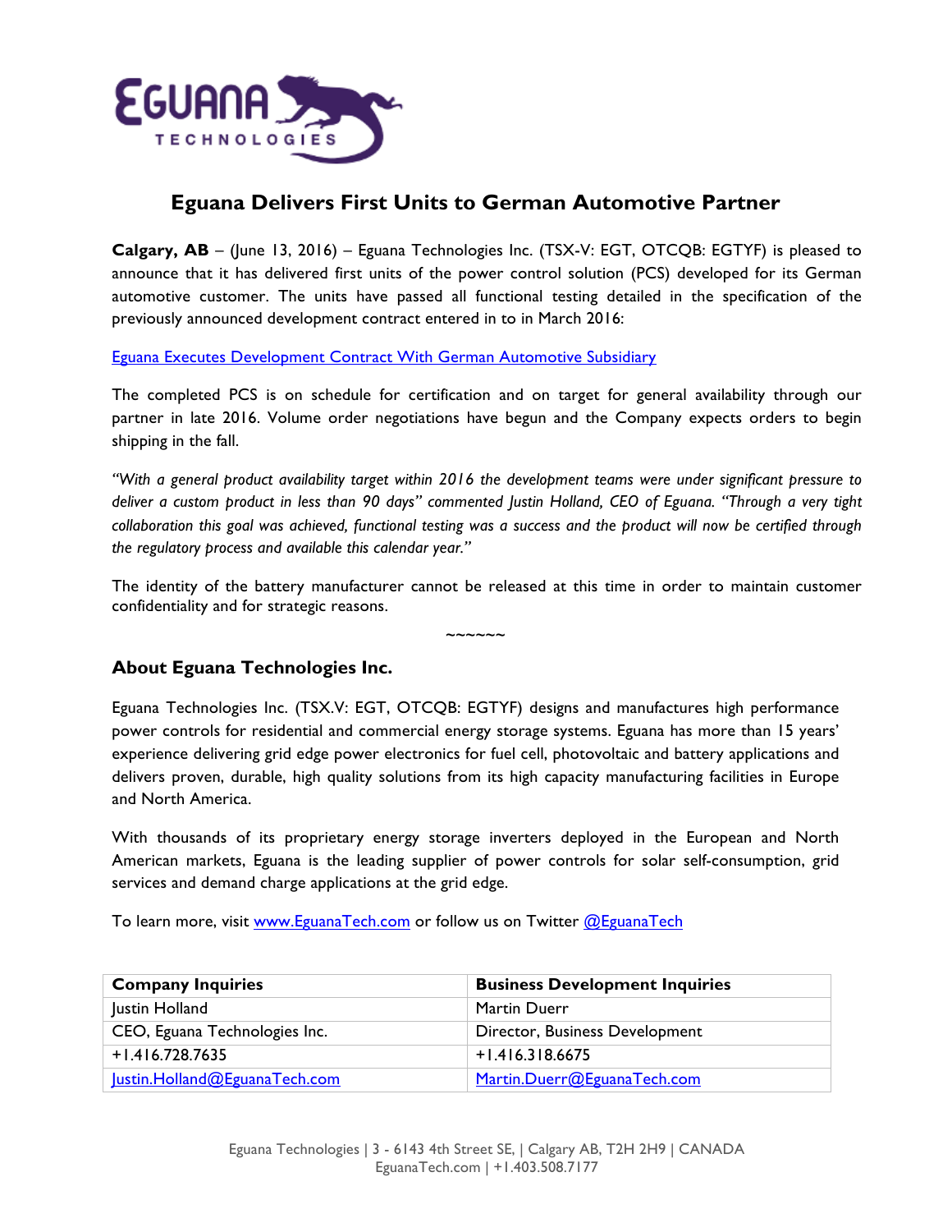# Eguana Delivers First Units to German Automotive Partner

**Calgary, AB** – (June 13, 2016) – Eguana Technologies Inc. (TSX-V: EGT, OTCQB: EGTYF) is pleased to announce that it has delivered first units of the power control solution (PCS) developed for its German automotive customer. The units have passed all functional testing detailed in the specification of the previously announced development contract entered in to in March 2016:

Eguana Executes Development Contract With German Automotive Subsidiary

The completed PCS is on schedule for certification and on target for general availability through our partner in late 2016. Volume order negotiations have begun and the Company expects orders to begin shipping in the fall.

*"With a general product availability target within 2016 the development teams were under significant pressure to deliver a custom product in less than 90 days" commented Justin Holland, CEO of Eguana. "Through a very tight collaboration this goal was achieved, functional testing was a success and the product will now be certified through the regulatory process and available this calendar year."*

The identity of the battery manufacturer cannot be released at this time in order to maintain customer confidentiality and for strategic reasons.

~~~~~~

## About Eguana Technologies Inc.

Eguana Technologies Inc. (TSX.V: EGT, OTCQB: EGTYF) designs and manufactures high performance power controls for residential and commercial energy storage systems. Eguana has more than 15 years' experience delivering grid edge power electronics for fuel cell, photovoltaic and battery applications and delivers proven, durable, high quality solutions from its high capacity manufacturing facilities in Europe and North America.

With thousands of its proprietary energy storage inverters deployed in the European and North American markets, Eguana is the leading supplier of power controls for solar self-consumption, grid services and demand charge applications at the grid edge.

To learn more, visit www.EguanaTech.com or follow us on Twitter @EguanaTech

| **Company Inquiries** | **Business Development Inquiries** |
|---|---|
| Justin Holland | Martin Duerr |
| CEO, Eguana Technologies Inc. | Director, Business Development |
| +1.416.728.7635 | +1.416.318.6675 |
| Justin.Holland@EguanaTech.com | Martin.Duerr@EguanaTech.com |

Eguana Technologies | 3 - 6143 4th Street SE, | Calgary AB, T2H 2H9 | CANADA
EguanaTech.com | +1.403.508.7177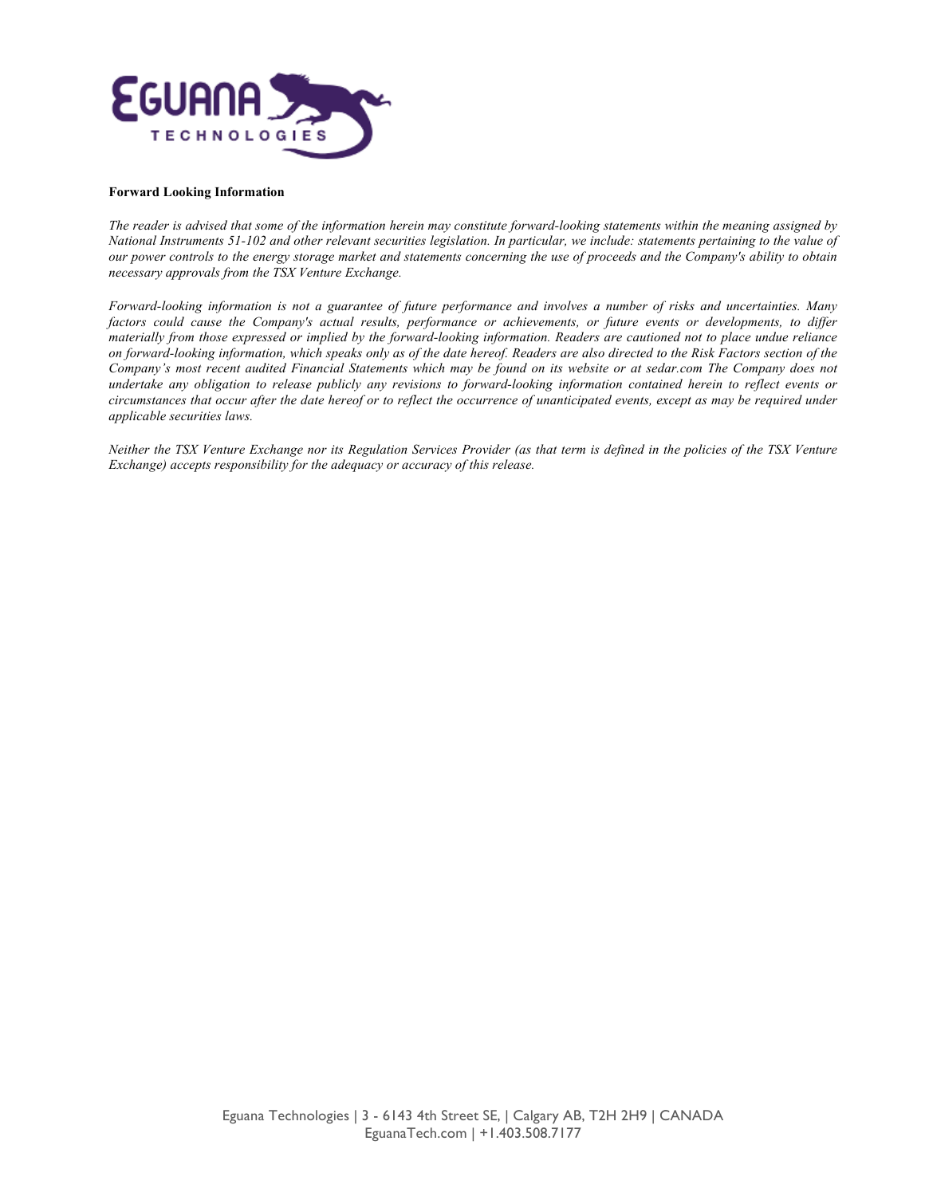**Forward Looking Information**

*The reader is advised that some of the information herein may constitute forward-looking statements within the meaning assigned by National Instruments 51-102 and other relevant securities legislation. In particular, we include: statements pertaining to the value of our power controls to the energy storage market and statements concerning the use of proceeds and the Company's ability to obtain necessary approvals from the TSX Venture Exchange.*

*Forward-looking information is not a guarantee of future performance and involves a number of risks and uncertainties. Many factors could cause the Company's actual results, performance or achievements, or future events or developments, to differ materially from those expressed or implied by the forward-looking information. Readers are cautioned not to place undue reliance on forward-looking information, which speaks only as of the date hereof. Readers are also directed to the Risk Factors section of the Company's most recent audited Financial Statements which may be found on its website or at sedar.com The Company does not undertake any obligation to release publicly any revisions to forward-looking information contained herein to reflect events or circumstances that occur after the date hereof or to reflect the occurrence of unanticipated events, except as may be required under applicable securities laws.*

*Neither the TSX Venture Exchange nor its Regulation Services Provider (as that term is defined in the policies of the TSX Venture Exchange) accepts responsibility for the adequacy or accuracy of this release.*